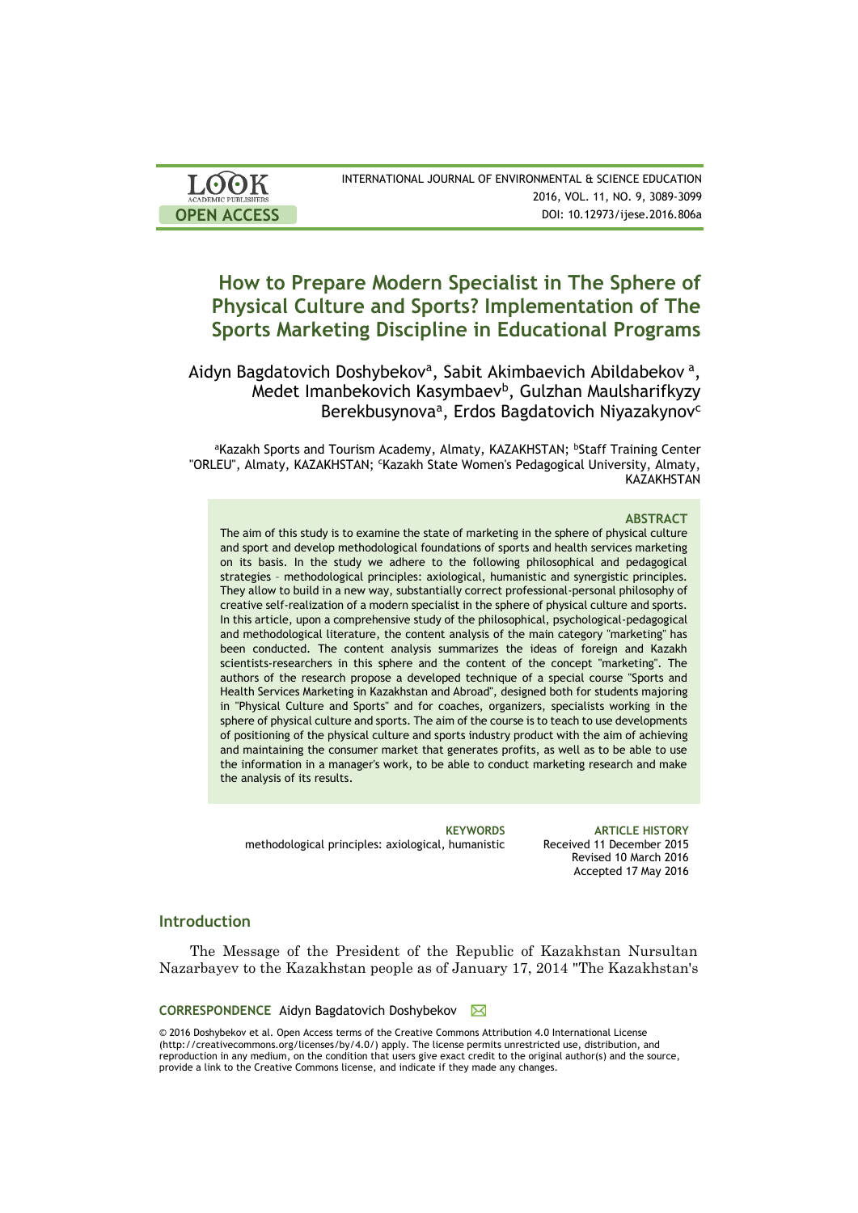# How to Prepare Modern Specialist in The Sphere of Physical Culture and Sports? Implementation of The Sports Marketing Discipline in Educational Programs

Aidyn Bagdatovich Doshybekov[a], Sabit Akimbaevich Abildabekov [a], Medet Imanbekovich Kasymbaev[b], Gulzhan Maulsharifkyzy Berekbusynova[a], Erdos Bagdatovich Niyazakynov[c]

[a]Kazakh Sports and Tourism Academy, Almaty, KAZAKHSTAN; [b]Staff Training Center "ORLEU", Almaty, KAZAKHSTAN; [c]Kazakh State Women's Pedagogical University, Almaty, KAZAKHSTAN

### ABSTRACT

The aim of this study is to examine the state of marketing in the sphere of physical culture and sport and develop methodological foundations of sports and health services marketing on its basis. In the study we adhere to the following philosophical and pedagogical strategies – methodological principles: axiological, humanistic and synergistic principles. They allow to build in a new way, substantially correct professional-personal philosophy of creative self-realization of a modern specialist in the sphere of physical culture and sports. In this article, upon a comprehensive study of the philosophical, psychological-pedagogical and methodological literature, the content analysis of the main category "marketing" has been conducted. The content analysis summarizes the ideas of foreign and Kazakh scientists-researchers in this sphere and the content of the concept "marketing". The authors of the research propose a developed technique of a special course "Sports and Health Services Marketing in Kazakhstan and Abroad", designed both for students majoring in "Physical Culture and Sports" and for coaches, organizers, specialists working in the sphere of physical culture and sports. The aim of the course is to teach to use developments of positioning of the physical culture and sports industry product with the aim of achieving and maintaining the consumer market that generates profits, as well as to be able to use the information in a manager's work, to be able to conduct marketing research and make the analysis of its results.

**KEYWORDS**
methodological principles: axiological, humanistic

**ARTICLE HISTORY**
Received 11 December 2015
Revised 10 March 2016
Accepted 17 May 2016

## Introduction

The Message of the President of the Republic of Kazakhstan Nursultan Nazarbayev to the Kazakhstan people as of January 17, 2014 "The Kazakhstan's

**CORRESPONDENCE** Aidyn Bagdatovich Doshybekov

© 2016 Doshybekov et al. Open Access terms of the Creative Commons Attribution 4.0 International License (http://creativecommons.org/licenses/by/4.0/) apply. The license permits unrestricted use, distribution, and reproduction in any medium, on the condition that users give exact credit to the original author(s) and the source, provide a link to the Creative Commons license, and indicate if they made any changes.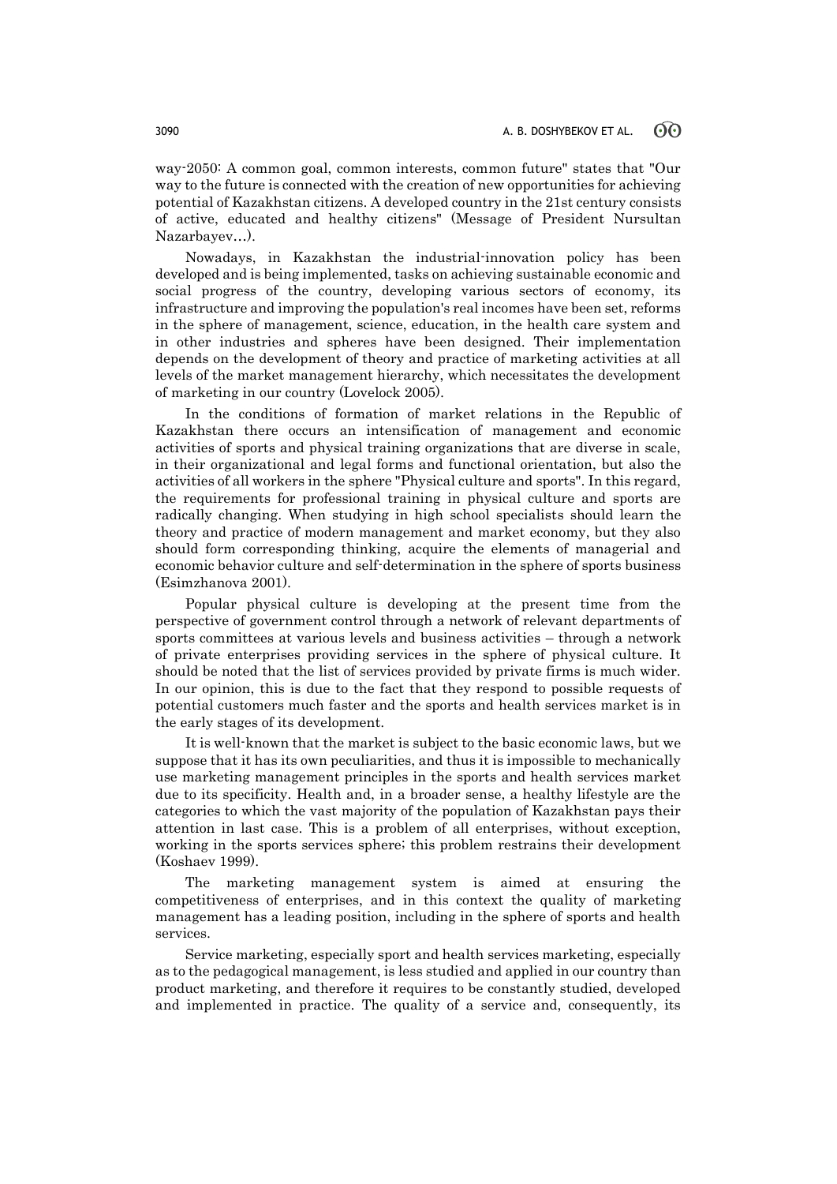way-2050: A common goal, common interests, common future" states that "Our way to the future is connected with the creation of new opportunities for achieving potential of Kazakhstan citizens. A developed country in the 21st century consists of active, educated and healthy citizens" (Message of President Nursultan Nazarbayev…).

Nowadays, in Kazakhstan the industrial-innovation policy has been developed and is being implemented, tasks on achieving sustainable economic and social progress of the country, developing various sectors of economy, its infrastructure and improving the population's real incomes have been set, reforms in the sphere of management, science, education, in the health care system and in other industries and spheres have been designed. Their implementation depends on the development of theory and practice of marketing activities at all levels of the market management hierarchy, which necessitates the development of marketing in our country (Lovelock 2005).

In the conditions of formation of market relations in the Republic of Kazakhstan there occurs an intensification of management and economic activities of sports and physical training organizations that are diverse in scale, in their organizational and legal forms and functional orientation, but also the activities of all workers in the sphere "Physical culture and sports". In this regard, the requirements for professional training in physical culture and sports are radically changing. When studying in high school specialists should learn the theory and practice of modern management and market economy, but they also should form corresponding thinking, acquire the elements of managerial and economic behavior culture and self-determination in the sphere of sports business (Esimzhanova 2001).

Popular physical culture is developing at the present time from the perspective of government control through a network of relevant departments of sports committees at various levels and business activities – through a network of private enterprises providing services in the sphere of physical culture. It should be noted that the list of services provided by private firms is much wider. In our opinion, this is due to the fact that they respond to possible requests of potential customers much faster and the sports and health services market is in the early stages of its development.

It is well-known that the market is subject to the basic economic laws, but we suppose that it has its own peculiarities, and thus it is impossible to mechanically use marketing management principles in the sports and health services market due to its specificity. Health and, in a broader sense, a healthy lifestyle are the categories to which the vast majority of the population of Kazakhstan pays their attention in last case. This is a problem of all enterprises, without exception, working in the sports services sphere; this problem restrains their development (Koshaev 1999).

The marketing management system is aimed at ensuring the competitiveness of enterprises, and in this context the quality of marketing management has a leading position, including in the sphere of sports and health services.

Service marketing, especially sport and health services marketing, especially as to the pedagogical management, is less studied and applied in our country than product marketing, and therefore it requires to be constantly studied, developed and implemented in practice. The quality of a service and, consequently, its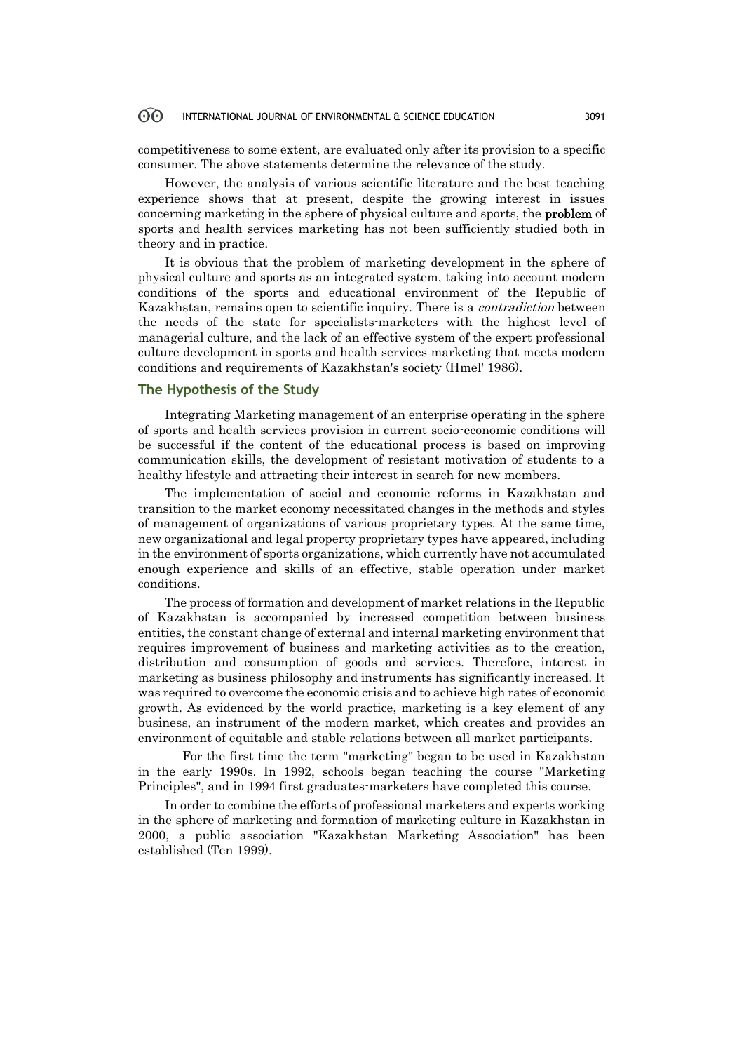competitiveness to some extent, are evaluated only after its provision to a specific consumer. The above statements determine the relevance of the study.

However, the analysis of various scientific literature and the best teaching experience shows that at present, despite the growing interest in issues concerning marketing in the sphere of physical culture and sports, the **problem** of sports and health services marketing has not been sufficiently studied both in theory and in practice.

It is obvious that the problem of marketing development in the sphere of physical culture and sports as an integrated system, taking into account modern conditions of the sports and educational environment of the Republic of Kazakhstan, remains open to scientific inquiry. There is a *contradiction* between the needs of the state for specialists-marketers with the highest level of managerial culture, and the lack of an effective system of the expert professional culture development in sports and health services marketing that meets modern conditions and requirements of Kazakhstan's society (Hmel' 1986).

## The Hypothesis of the Study

Integrating Marketing management of an enterprise operating in the sphere of sports and health services provision in current socio-economic conditions will be successful if the content of the educational process is based on improving communication skills, the development of resistant motivation of students to a healthy lifestyle and attracting their interest in search for new members.

The implementation of social and economic reforms in Kazakhstan and transition to the market economy necessitated changes in the methods and styles of management of organizations of various proprietary types. At the same time, new organizational and legal property proprietary types have appeared, including in the environment of sports organizations, which currently have not accumulated enough experience and skills of an effective, stable operation under market conditions.

The process of formation and development of market relations in the Republic of Kazakhstan is accompanied by increased competition between business entities, the constant change of external and internal marketing environment that requires improvement of business and marketing activities as to the creation, distribution and consumption of goods and services. Therefore, interest in marketing as business philosophy and instruments has significantly increased. It was required to overcome the economic crisis and to achieve high rates of economic growth. As evidenced by the world practice, marketing is a key element of any business, an instrument of the modern market, which creates and provides an environment of equitable and stable relations between all market participants.

For the first time the term "marketing" began to be used in Kazakhstan in the early 1990s. In 1992, schools began teaching the course "Marketing Principles", and in 1994 first graduates-marketers have completed this course.

In order to combine the efforts of professional marketers and experts working in the sphere of marketing and formation of marketing culture in Kazakhstan in 2000, a public association "Kazakhstan Marketing Association" has been established (Ten 1999).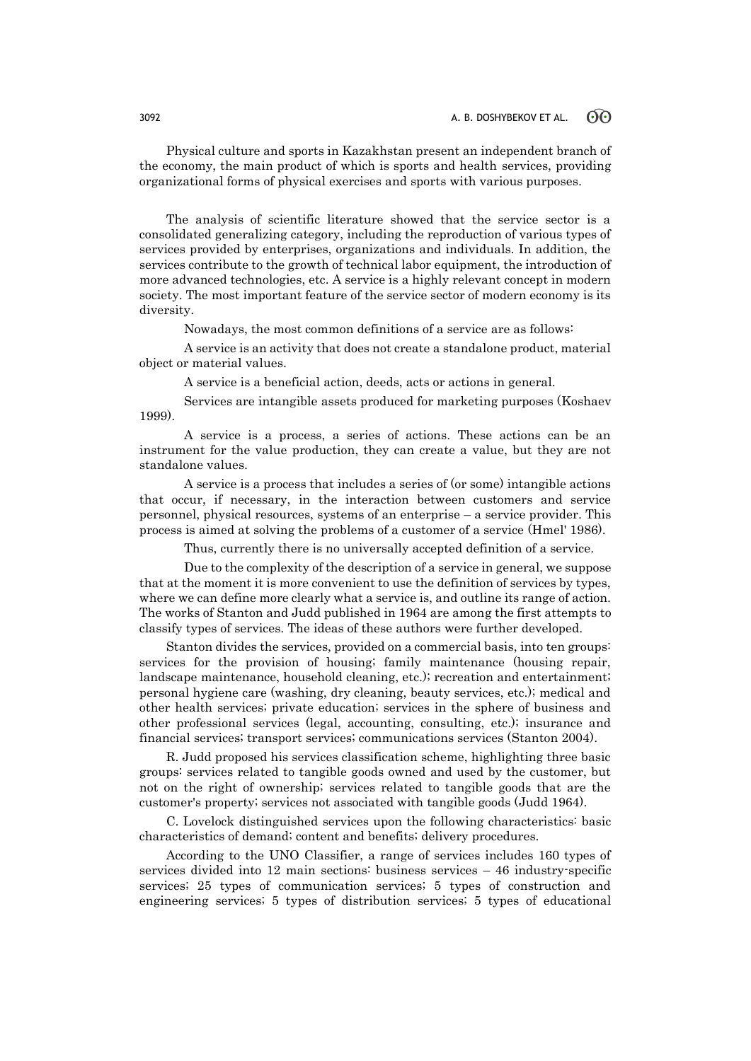Physical culture and sports in Kazakhstan present an independent branch of the economy, the main product of which is sports and health services, providing organizational forms of physical exercises and sports with various purposes.

The analysis of scientific literature showed that the service sector is a consolidated generalizing category, including the reproduction of various types of services provided by enterprises, organizations and individuals. In addition, the services contribute to the growth of technical labor equipment, the introduction of more advanced technologies, etc. A service is a highly relevant concept in modern society. The most important feature of the service sector of modern economy is its diversity.

Nowadays, the most common definitions of a service are as follows:

A service is an activity that does not create a standalone product, material object or material values.

A service is a beneficial action, deeds, acts or actions in general.

Services are intangible assets produced for marketing purposes (Koshaev 1999).

A service is a process, a series of actions. These actions can be an instrument for the value production, they can create a value, but they are not standalone values.

A service is a process that includes a series of (or some) intangible actions that occur, if necessary, in the interaction between customers and service personnel, physical resources, systems of an enterprise – a service provider. This process is aimed at solving the problems of a customer of a service (Hmel' 1986).

Thus, currently there is no universally accepted definition of a service.

Due to the complexity of the description of a service in general, we suppose that at the moment it is more convenient to use the definition of services by types, where we can define more clearly what a service is, and outline its range of action. The works of Stanton and Judd published in 1964 are among the first attempts to classify types of services. The ideas of these authors were further developed.

Stanton divides the services, provided on a commercial basis, into ten groups: services for the provision of housing; family maintenance (housing repair, landscape maintenance, household cleaning, etc.); recreation and entertainment; personal hygiene care (washing, dry cleaning, beauty services, etc.); medical and other health services; private education; services in the sphere of business and other professional services (legal, accounting, consulting, etc.); insurance and financial services; transport services; communications services (Stanton 2004).

R. Judd proposed his services classification scheme, highlighting three basic groups: services related to tangible goods owned and used by the customer, but not on the right of ownership; services related to tangible goods that are the customer's property; services not associated with tangible goods (Judd 1964).

C. Lovelock distinguished services upon the following characteristics: basic characteristics of demand; content and benefits; delivery procedures.

According to the UNO Classifier, a range of services includes 160 types of services divided into 12 main sections: business services – 46 industry-specific services; 25 types of communication services; 5 types of construction and engineering services; 5 types of distribution services; 5 types of educational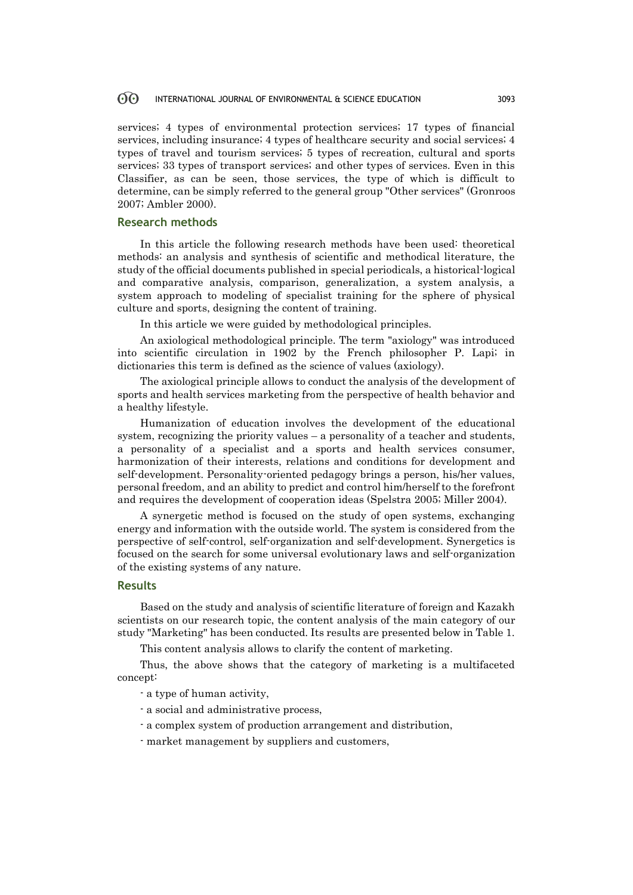services; 4 types of environmental protection services; 17 types of financial services, including insurance; 4 types of healthcare security and social services; 4 types of travel and tourism services; 5 types of recreation, cultural and sports services; 33 types of transport services; and other types of services. Even in this Classifier, as can be seen, those services, the type of which is difficult to determine, can be simply referred to the general group "Other services" (Gronroos 2007; Ambler 2000).

## Research methods

In this article the following research methods have been used: theoretical methods: an analysis and synthesis of scientific and methodical literature, the study of the official documents published in special periodicals, a historical-logical and comparative analysis, comparison, generalization, a system analysis, a system approach to modeling of specialist training for the sphere of physical culture and sports, designing the content of training.

In this article we were guided by methodological principles.

An axiological methodological principle. The term "axiology" was introduced into scientific circulation in 1902 by the French philosopher P. Lapi; in dictionaries this term is defined as the science of values (axiology).

The axiological principle allows to conduct the analysis of the development of sports and health services marketing from the perspective of health behavior and a healthy lifestyle.

Humanization of education involves the development of the educational system, recognizing the priority values – a personality of a teacher and students, a personality of a specialist and a sports and health services consumer, harmonization of their interests, relations and conditions for development and self-development. Personality-oriented pedagogy brings a person, his/her values, personal freedom, and an ability to predict and control him/herself to the forefront and requires the development of cooperation ideas (Spelstra 2005; Miller 2004).

A synergetic method is focused on the study of open systems, exchanging energy and information with the outside world. The system is considered from the perspective of self-control, self-organization and self-development. Synergetics is focused on the search for some universal evolutionary laws and self-organization of the existing systems of any nature.

## Results

Based on the study and analysis of scientific literature of foreign and Kazakh scientists on our research topic, the content analysis of the main category of our study "Marketing" has been conducted. Its results are presented below in Table 1.

This content analysis allows to clarify the content of marketing.

Thus, the above shows that the category of marketing is a multifaceted concept:

- a type of human activity,
- a social and administrative process,
- a complex system of production arrangement and distribution,
- market management by suppliers and customers,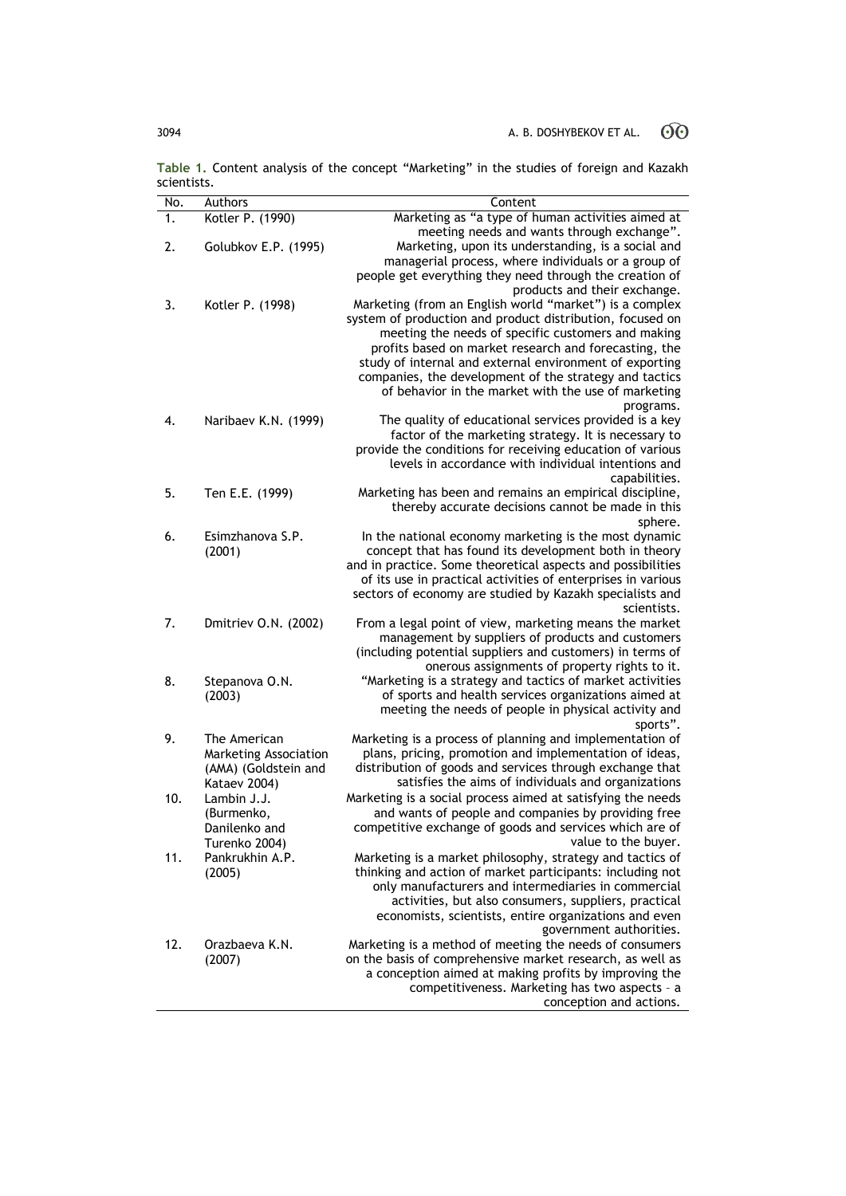**Table 1.** Content analysis of the concept "Marketing" in the studies of foreign and Kazakh scientists.

| No. | Authors | Content |
|---|---|---|
| 1. | Kotler P. (1990) | Marketing as "a type of human activities aimed at meeting needs and wants through exchange". |
| 2. | Golubkov E.P. (1995) | Marketing, upon its understanding, is a social and managerial process, where individuals or a group of people get everything they need through the creation of products and their exchange. |
| 3. | Kotler P. (1998) | Marketing (from an English world "market") is a complex system of production and product distribution, focused on meeting the needs of specific customers and making profits based on market research and forecasting, the study of internal and external environment of exporting companies, the development of the strategy and tactics of behavior in the market with the use of marketing programs. |
| 4. | Naribaev K.N. (1999) | The quality of educational services provided is a key factor of the marketing strategy. It is necessary to provide the conditions for receiving education of various levels in accordance with individual intentions and capabilities. |
| 5. | Ten E.E. (1999) | Marketing has been and remains an empirical discipline, thereby accurate decisions cannot be made in this sphere. |
| 6. | Esimzhanova S.P. (2001) | In the national economy marketing is the most dynamic concept that has found its development both in theory and in practice. Some theoretical aspects and possibilities of its use in practical activities of enterprises in various sectors of economy are studied by Kazakh specialists and scientists. |
| 7. | Dmitriev O.N. (2002) | From a legal point of view, marketing means the market management by suppliers of products and customers (including potential suppliers and customers) in terms of onerous assignments of property rights to it. |
| 8. | Stepanova O.N. (2003) | "Marketing is a strategy and tactics of market activities of sports and health services organizations aimed at meeting the needs of people in physical activity and sports". |
| 9. | The American Marketing Association (AMA) (Goldstein and Kataev 2004) | Marketing is a process of planning and implementation of plans, pricing, promotion and implementation of ideas, distribution of goods and services through exchange that satisfies the aims of individuals and organizations |
| 10. | Lambin J.J. (Burmenko, Danilenko and Turenko 2004) | Marketing is a social process aimed at satisfying the needs and wants of people and companies by providing free competitive exchange of goods and services which are of value to the buyer. |
| 11. | Pankrukhin A.P. (2005) | Marketing is a market philosophy, strategy and tactics of thinking and action of market participants: including not only manufacturers and intermediaries in commercial activities, but also consumers, suppliers, practical economists, scientists, entire organizations and even government authorities. |
| 12. | Orazbaeva K.N. (2007) | Marketing is a method of meeting the needs of consumers on the basis of comprehensive market research, as well as a conception aimed at making profits by improving the competitiveness. Marketing has two aspects – a conception and actions. |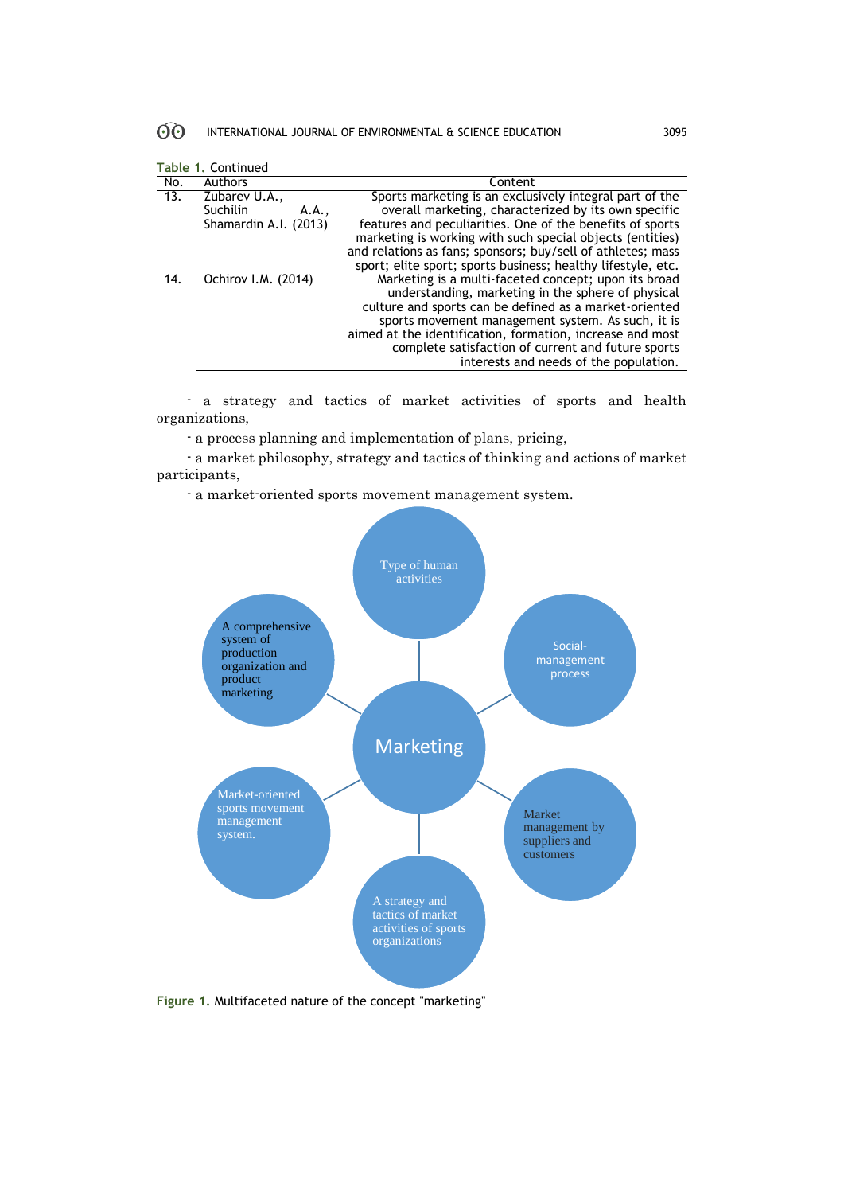**Table 1.** Continued

| No. | Authors | Content |
|---|---|---|
| 13. | Zubarev U.A., Suchilin A.A., Shamardin A.I. (2013) | Sports marketing is an exclusively integral part of the overall marketing, characterized by its own specific features and peculiarities. One of the benefits of sports marketing is working with such special objects (entities) and relations as fans; sponsors; buy/sell of athletes; mass sport; elite sport; sports business; healthy lifestyle, etc. |
| 14. | Ochirov I.M. (2014) | Marketing is a multi-faceted concept; upon its broad understanding, marketing in the sphere of physical culture and sports can be defined as a market-oriented sports movement management system. As such, it is aimed at the identification, formation, increase and most complete satisfaction of current and future sports interests and needs of the population. |

- a strategy and tactics of market activities of sports and health organizations,
- a process planning and implementation of plans, pricing,
- a market philosophy, strategy and tactics of thinking and actions of market participants,
- a market-oriented sports movement management system.

Marketing
- Type of human activities
- Social-management process
- Market management by suppliers and customers
- A strategy and tactics of market activities of sports organizations
- Market-oriented sports movement management system.
- A comprehensive system of production organization and product marketing

**Figure 1.** Multifaceted nature of the concept "marketing"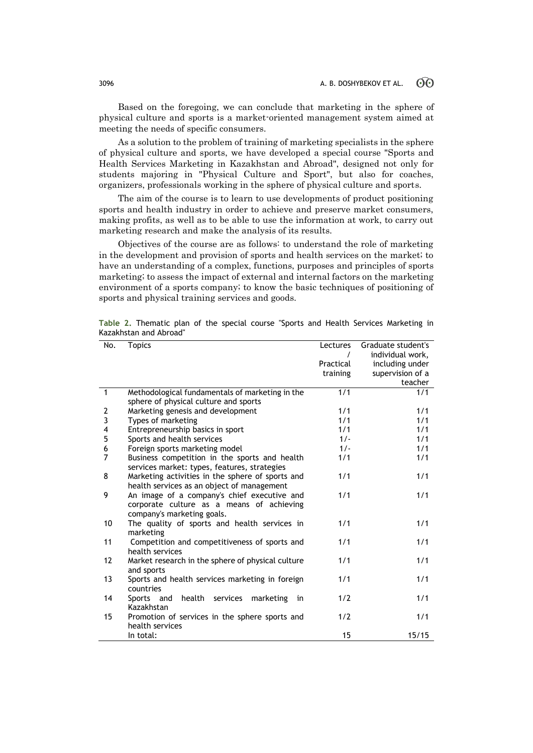Based on the foregoing, we can conclude that marketing in the sphere of physical culture and sports is a market-oriented management system aimed at meeting the needs of specific consumers.

As a solution to the problem of training of marketing specialists in the sphere of physical culture and sports, we have developed a special course "Sports and Health Services Marketing in Kazakhstan and Abroad", designed not only for students majoring in "Physical Culture and Sport", but also for coaches, organizers, professionals working in the sphere of physical culture and sports.

The aim of the course is to learn to use developments of product positioning sports and health industry in order to achieve and preserve market consumers, making profits, as well as to be able to use the information at work, to carry out marketing research and make the analysis of its results.

Objectives of the course are as follows: to understand the role of marketing in the development and provision of sports and health services on the market; to have an understanding of a complex, functions, purposes and principles of sports marketing; to assess the impact of external and internal factors on the marketing environment of a sports company; to know the basic techniques of positioning of sports and physical training services and goods.

**Table 2.** Thematic plan of the special course "Sports and Health Services Marketing in Kazakhstan and Abroad"

| No. | Topics | Lectures / Practical training | Graduate student's individual work, including under supervision of a teacher |
|---|---|---|---|
| 1 | Methodological fundamentals of marketing in the sphere of physical culture and sports | 1/1 | 1/1 |
| 2 | Marketing genesis and development | 1/1 | 1/1 |
| 3 | Types of marketing | 1/1 | 1/1 |
| 4 | Entrepreneurship basics in sport | 1/1 | 1/1 |
| 5 | Sports and health services | 1/- | 1/1 |
| 6 | Foreign sports marketing model | 1/- | 1/1 |
| 7 | Business competition in the sports and health services market: types, features, strategies | 1/1 | 1/1 |
| 8 | Marketing activities in the sphere of sports and health services as an object of management | 1/1 | 1/1 |
| 9 | An image of a company's chief executive and corporate culture as a means of achieving company's marketing goals. | 1/1 | 1/1 |
| 10 | The quality of sports and health services in marketing | 1/1 | 1/1 |
| 11 | Competition and competitiveness of sports and health services | 1/1 | 1/1 |
| 12 | Market research in the sphere of physical culture and sports | 1/1 | 1/1 |
| 13 | Sports and health services marketing in foreign countries | 1/1 | 1/1 |
| 14 | Sports and health services marketing in Kazakhstan | 1/2 | 1/1 |
| 15 | Promotion of services in the sphere sports and health services | 1/2 | 1/1 |
| | In total: | 15 | 15/15 |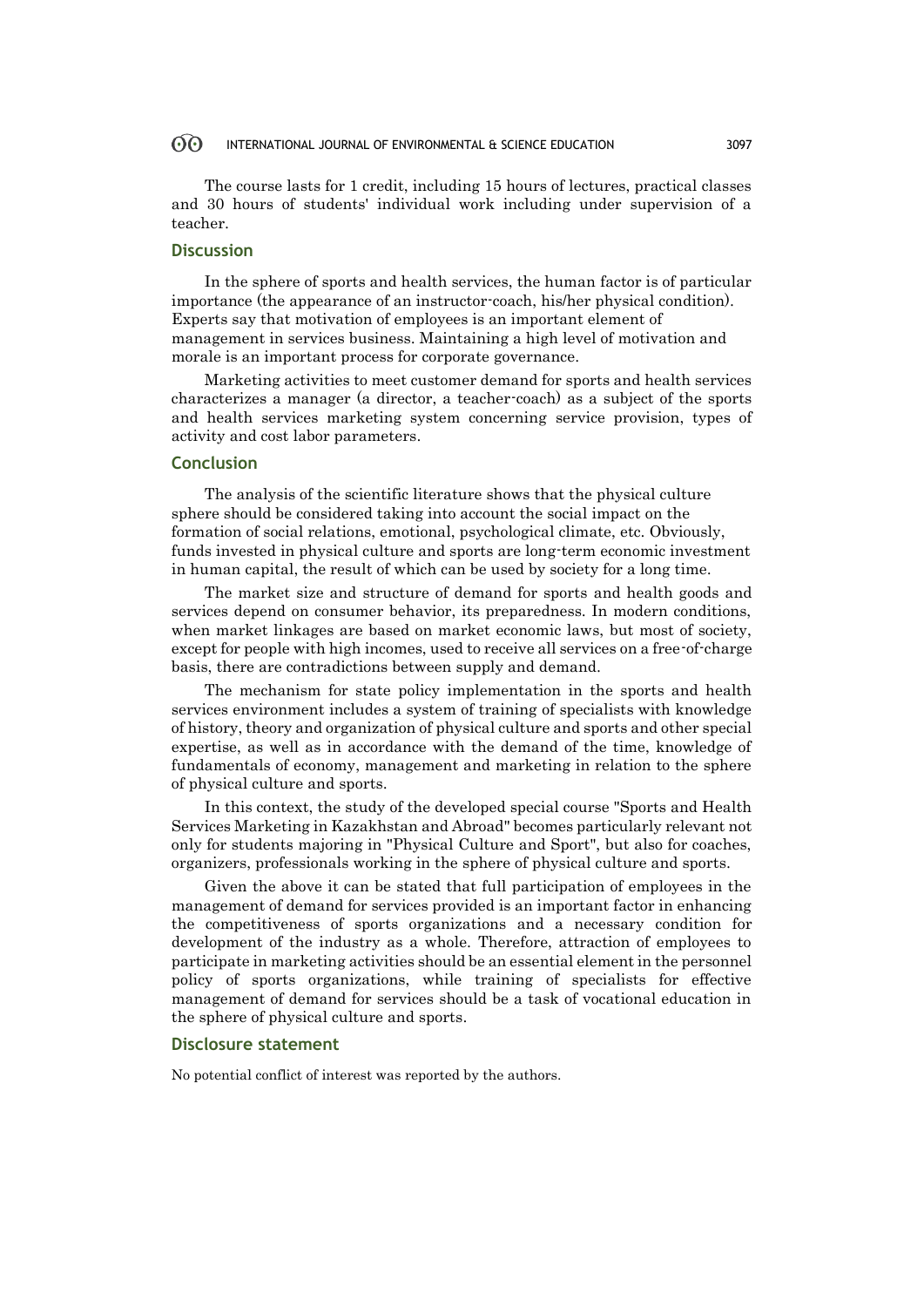The course lasts for 1 credit, including 15 hours of lectures, practical classes and 30 hours of students' individual work including under supervision of a teacher.

## Discussion

In the sphere of sports and health services, the human factor is of particular importance (the appearance of an instructor-coach, his/her physical condition). Experts say that motivation of employees is an important element of management in services business. Maintaining a high level of motivation and morale is an important process for corporate governance.

Marketing activities to meet customer demand for sports and health services characterizes a manager (a director, a teacher-coach) as a subject of the sports and health services marketing system concerning service provision, types of activity and cost labor parameters.

## Conclusion

The analysis of the scientific literature shows that the physical culture sphere should be considered taking into account the social impact on the formation of social relations, emotional, psychological climate, etc. Obviously, funds invested in physical culture and sports are long-term economic investment in human capital, the result of which can be used by society for a long time.

The market size and structure of demand for sports and health goods and services depend on consumer behavior, its preparedness. In modern conditions, when market linkages are based on market economic laws, but most of society, except for people with high incomes, used to receive all services on a free-of-charge basis, there are contradictions between supply and demand.

The mechanism for state policy implementation in the sports and health services environment includes a system of training of specialists with knowledge of history, theory and organization of physical culture and sports and other special expertise, as well as in accordance with the demand of the time, knowledge of fundamentals of economy, management and marketing in relation to the sphere of physical culture and sports.

In this context, the study of the developed special course "Sports and Health Services Marketing in Kazakhstan and Abroad" becomes particularly relevant not only for students majoring in "Physical Culture and Sport", but also for coaches, organizers, professionals working in the sphere of physical culture and sports.

Given the above it can be stated that full participation of employees in the management of demand for services provided is an important factor in enhancing the competitiveness of sports organizations and a necessary condition for development of the industry as a whole. Therefore, attraction of employees to participate in marketing activities should be an essential element in the personnel policy of sports organizations, while training of specialists for effective management of demand for services should be a task of vocational education in the sphere of physical culture and sports.

## Disclosure statement

No potential conflict of interest was reported by the authors.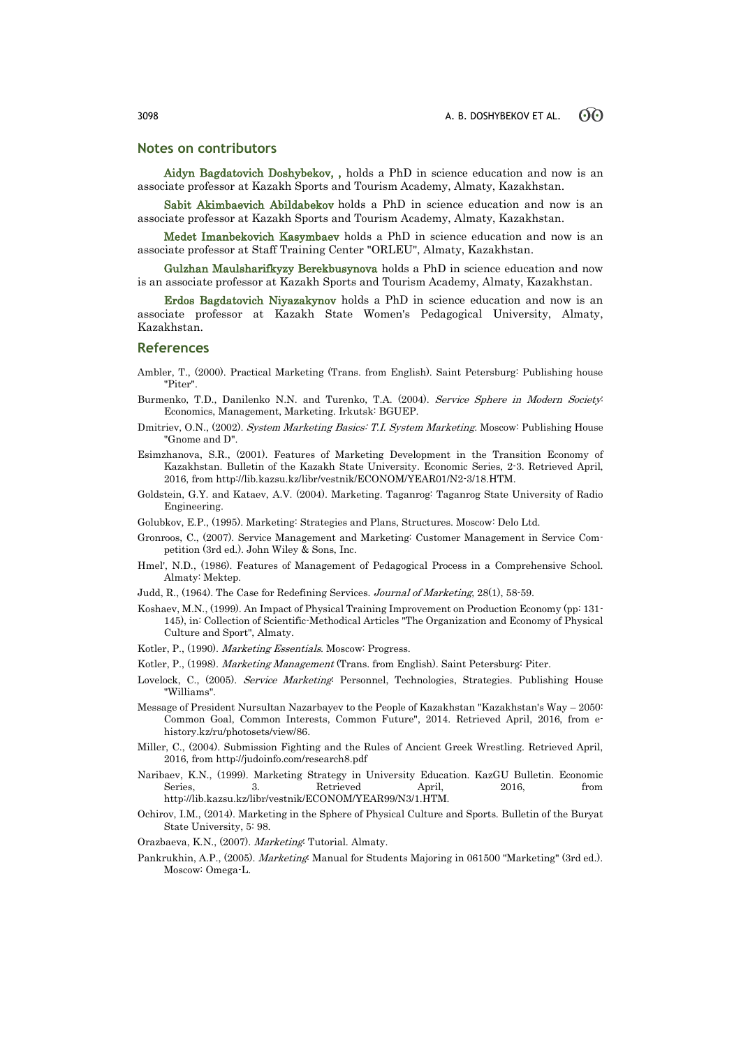## Notes on contributors

**Aidyn Bagdatovich Doshybekov, ,** holds a PhD in science education and now is an associate professor at Kazakh Sports and Tourism Academy, Almaty, Kazakhstan.

**Sabit Akimbaevich Abildabekov** holds a PhD in science education and now is an associate professor at Kazakh Sports and Tourism Academy, Almaty, Kazakhstan.

**Medet Imanbekovich Kasymbaev** holds a PhD in science education and now is an associate professor at Staff Training Center "ORLEU", Almaty, Kazakhstan.

**Gulzhan Maulsharifkyzy Berekbusynova** holds a PhD in science education and now is an associate professor at Kazakh Sports and Tourism Academy, Almaty, Kazakhstan.

**Erdos Bagdatovich Niyazakynov** holds a PhD in science education and now is an associate professor at Kazakh State Women's Pedagogical University, Almaty, Kazakhstan.

## References

Ambler, T., (2000). Practical Marketing (Trans. from English). Saint Petersburg: Publishing house "Piter".

Burmenko, T.D., Danilenko N.N. and Turenko, T.A. (2004). *Service Sphere in Modern Society*: Economics, Management, Marketing. Irkutsk: BGUEP.

Dmitriev, O.N., (2002). *System Marketing Basics: T.I. System Marketing*. Moscow: Publishing House "Gnome and D".

Esimzhanova, S.R., (2001). Features of Marketing Development in the Transition Economy of Kazakhstan. Bulletin of the Kazakh State University. Economic Series, 2-3. Retrieved April, 2016, from http://lib.kazsu.kz/libr/vestnik/ECONOM/YEAR01/N2-3/18.HTM.

Goldstein, G.Y. and Kataev, A.V. (2004). Marketing. Taganrog: Taganrog State University of Radio Engineering.

Golubkov, E.P., (1995). Marketing: Strategies and Plans, Structures. Moscow: Delo Ltd.

Gronroos, C., (2007). Service Management and Marketing: Customer Management in Service Competition (3rd ed.). John Wiley & Sons, Inc.

Hmel', N.D., (1986). Features of Management of Pedagogical Process in a Comprehensive School. Almaty: Mektep.

Judd, R., (1964). The Case for Redefining Services. *Journal of Marketing*, 28(1), 58-59.

Koshaev, M.N., (1999). An Impact of Physical Training Improvement on Production Economy (pp: 131-145), in: Collection of Scientific-Methodical Articles "The Organization and Economy of Physical Culture and Sport", Almaty.

Kotler, P., (1990). *Marketing Essentials*. Moscow: Progress.

Kotler, P., (1998). *Marketing Management* (Trans. from English). Saint Petersburg: Piter.

Lovelock, C., (2005). *Service Marketing*: Personnel, Technologies, Strategies. Publishing House "Williams".

Message of President Nursultan Nazarbayev to the People of Kazakhstan "Kazakhstan's Way – 2050: Common Goal, Common Interests, Common Future", 2014. Retrieved April, 2016, from e-history.kz/ru/photosets/view/86.

Miller, C., (2004). Submission Fighting and the Rules of Ancient Greek Wrestling. Retrieved April, 2016, from http://judoinfo.com/research8.pdf

Naribaev, K.N., (1999). Marketing Strategy in University Education. KazGU Bulletin. Economic Series, 3. Retrieved April, 2016, from http://lib.kazsu.kz/libr/vestnik/ECONOM/YEAR99/N3/1.HTM.

Ochirov, I.M., (2014). Marketing in the Sphere of Physical Culture and Sports. Bulletin of the Buryat State University, 5: 98.

Orazbaeva, K.N., (2007). *Marketing*: Tutorial. Almaty.

Pankrukhin, A.P., (2005). *Marketing*: Manual for Students Majoring in 061500 "Marketing" (3rd ed.). Moscow: Omega-L.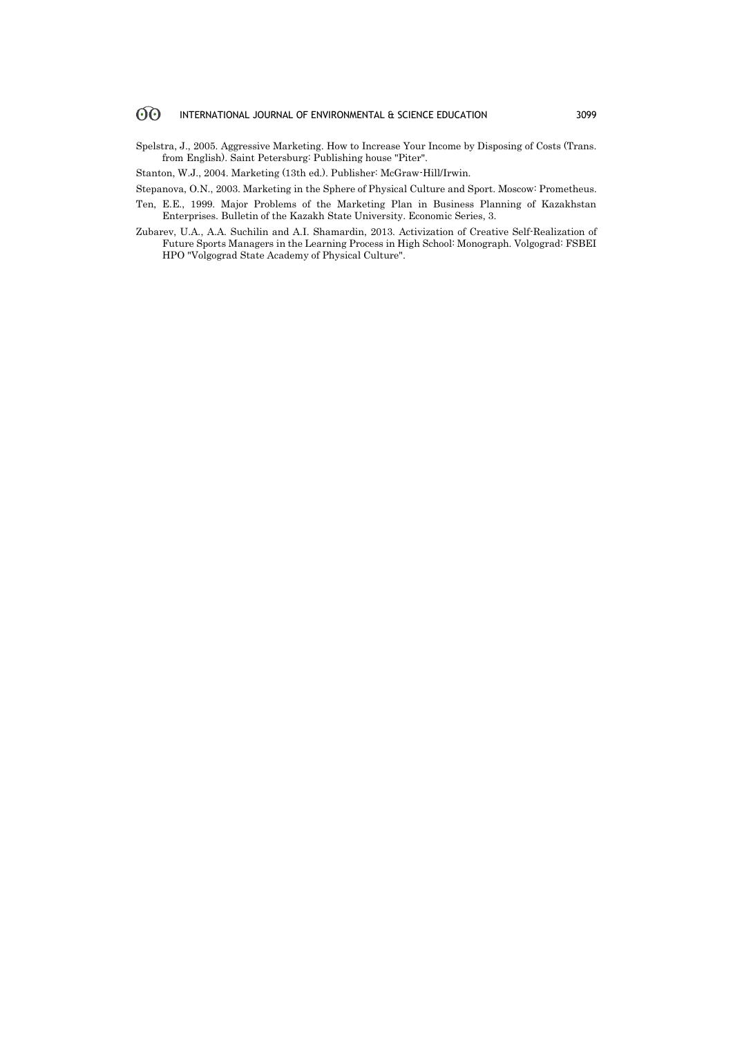Spelstra, J., 2005. Aggressive Marketing. How to Increase Your Income by Disposing of Costs (Trans. from English). Saint Petersburg: Publishing house "Piter".

Stanton, W.J., 2004. Marketing (13th ed.). Publisher: McGraw-Hill/Irwin.

Stepanova, O.N., 2003. Marketing in the Sphere of Physical Culture and Sport. Moscow: Prometheus.

Ten, E.E., 1999. Major Problems of the Marketing Plan in Business Planning of Kazakhstan Enterprises. Bulletin of the Kazakh State University. Economic Series, 3.

Zubarev, U.A., A.A. Suchilin and A.I. Shamardin, 2013. Activization of Creative Self-Realization of Future Sports Managers in the Learning Process in High School: Monograph. Volgograd: FSBEI HPO "Volgograd State Academy of Physical Culture".